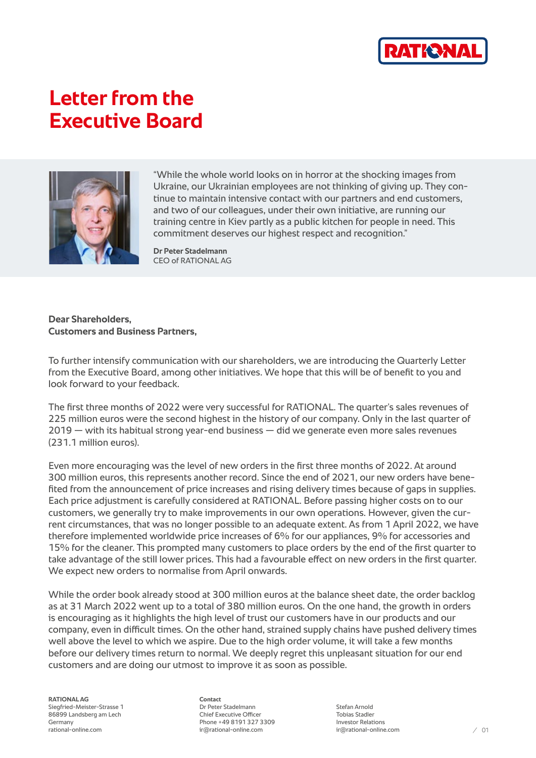# Letter from the Executive Board

"While the whole world looks on in horror at the shocking images from Ukraine, our Ukrainian employees are not thinking of giving up. They continue to maintain intensive contact with our partners and end customers, and two of our colleagues, under their own initiative, are running our training centre in Kiev partly as a public kitchen for people in need. This commitment deserves our highest respect and recognition."

**Dr Peter Stadelmann**
CEO of RATIONAL AG

**Dear Shareholders,**
**Customers and Business Partners,**

To further intensify communication with our shareholders, we are introducing the Quarterly Letter from the Executive Board, among other initiatives. We hope that this will be of benefit to you and look forward to your feedback.

The first three months of 2022 were very successful for RATIONAL. The quarter's sales revenues of 225 million euros were the second highest in the history of our company. Only in the last quarter of 2019 — with its habitual strong year-end business — did we generate even more sales revenues (231.1 million euros).

Even more encouraging was the level of new orders in the first three months of 2022. At around 300 million euros, this represents another record. Since the end of 2021, our new orders have benefited from the announcement of price increases and rising delivery times because of gaps in supplies. Each price adjustment is carefully considered at RATIONAL. Before passing higher costs on to our customers, we generally try to make improvements in our own operations. However, given the current circumstances, that was no longer possible to an adequate extent. As from 1 April 2022, we have therefore implemented worldwide price increases of 6% for our appliances, 9% for accessories and 15% for the cleaner. This prompted many customers to place orders by the end of the first quarter to take advantage of the still lower prices. This had a favourable effect on new orders in the first quarter. We expect new orders to normalise from April onwards.

While the order book already stood at 300 million euros at the balance sheet date, the order backlog as at 31 March 2022 went up to a total of 380 million euros. On the one hand, the growth in orders is encouraging as it highlights the high level of trust our customers have in our products and our company, even in difficult times. On the other hand, strained supply chains have pushed delivery times well above the level to which we aspire. Due to the high order volume, it will take a few months before our delivery times return to normal. We deeply regret this unpleasant situation for our end customers and are doing our utmost to improve it as soon as possible.

**RATIONAL AG**
Siegfried-Meister-Strasse 1
86899 Landsberg am Lech
Germany
rational-online.com

**Contact**
Dr Peter Stadelmann
Chief Executive Officer
Phone +49 8191 327 3309
ir@rational-online.com

Stefan Arnold
Tobias Stadler
Investor Relations
ir@rational-online.com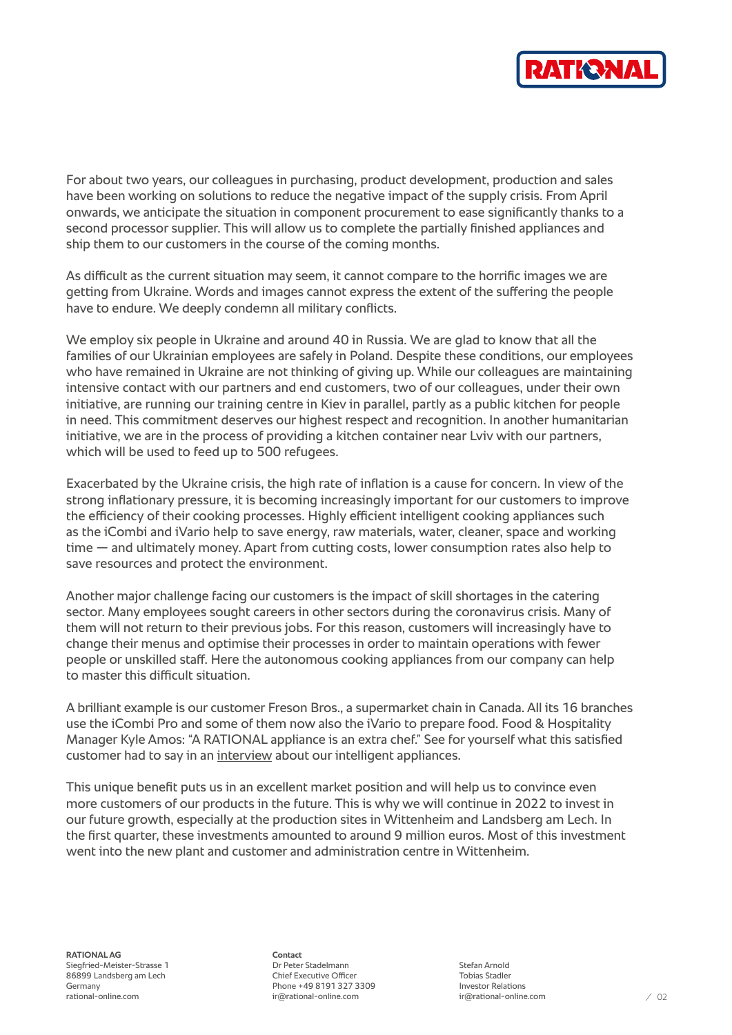For about two years, our colleagues in purchasing, product development, production and sales have been working on solutions to reduce the negative impact of the supply crisis. From April onwards, we anticipate the situation in component procurement to ease significantly thanks to a second processor supplier. This will allow us to complete the partially finished appliances and ship them to our customers in the course of the coming months.

As difficult as the current situation may seem, it cannot compare to the horrific images we are getting from Ukraine. Words and images cannot express the extent of the suffering the people have to endure. We deeply condemn all military conflicts.

We employ six people in Ukraine and around 40 in Russia. We are glad to know that all the families of our Ukrainian employees are safely in Poland. Despite these conditions, our employees who have remained in Ukraine are not thinking of giving up. While our colleagues are maintaining intensive contact with our partners and end customers, two of our colleagues, under their own initiative, are running our training centre in Kiev in parallel, partly as a public kitchen for people in need. This commitment deserves our highest respect and recognition. In another humanitarian initiative, we are in the process of providing a kitchen container near Lviv with our partners, which will be used to feed up to 500 refugees.

Exacerbated by the Ukraine crisis, the high rate of inflation is a cause for concern. In view of the strong inflationary pressure, it is becoming increasingly important for our customers to improve the efficiency of their cooking processes. Highly efficient intelligent cooking appliances such as the iCombi and iVario help to save energy, raw materials, water, cleaner, space and working time — and ultimately money. Apart from cutting costs, lower consumption rates also help to save resources and protect the environment.

Another major challenge facing our customers is the impact of skill shortages in the catering sector. Many employees sought careers in other sectors during the coronavirus crisis. Many of them will not return to their previous jobs. For this reason, customers will increasingly have to change their menus and optimise their processes in order to maintain operations with fewer people or unskilled staff. Here the autonomous cooking appliances from our company can help to master this difficult situation.

A brilliant example is our customer Freson Bros., a supermarket chain in Canada. All its 16 branches use the iCombi Pro and some of them now also the iVario to prepare food. Food & Hospitality Manager Kyle Amos: "A RATIONAL appliance is an extra chef." See for yourself what this satisfied customer had to say in an interview about our intelligent appliances.

This unique benefit puts us in an excellent market position and will help us to convince even more customers of our products in the future. This is why we will continue in 2022 to invest in our future growth, especially at the production sites in Wittenheim and Landsberg am Lech. In the first quarter, these investments amounted to around 9 million euros. Most of this investment went into the new plant and customer and administration centre in Wittenheim.

**RATIONAL AG**
Siegfried-Meister-Strasse 1
86899 Landsberg am Lech
Germany
rational-online.com

**Contact**
Dr Peter Stadelmann
Chief Executive Officer
Phone +49 8191 327 3309
ir@rational-online.com

Stefan Arnold
Tobias Stadler
Investor Relations
ir@rational-online.com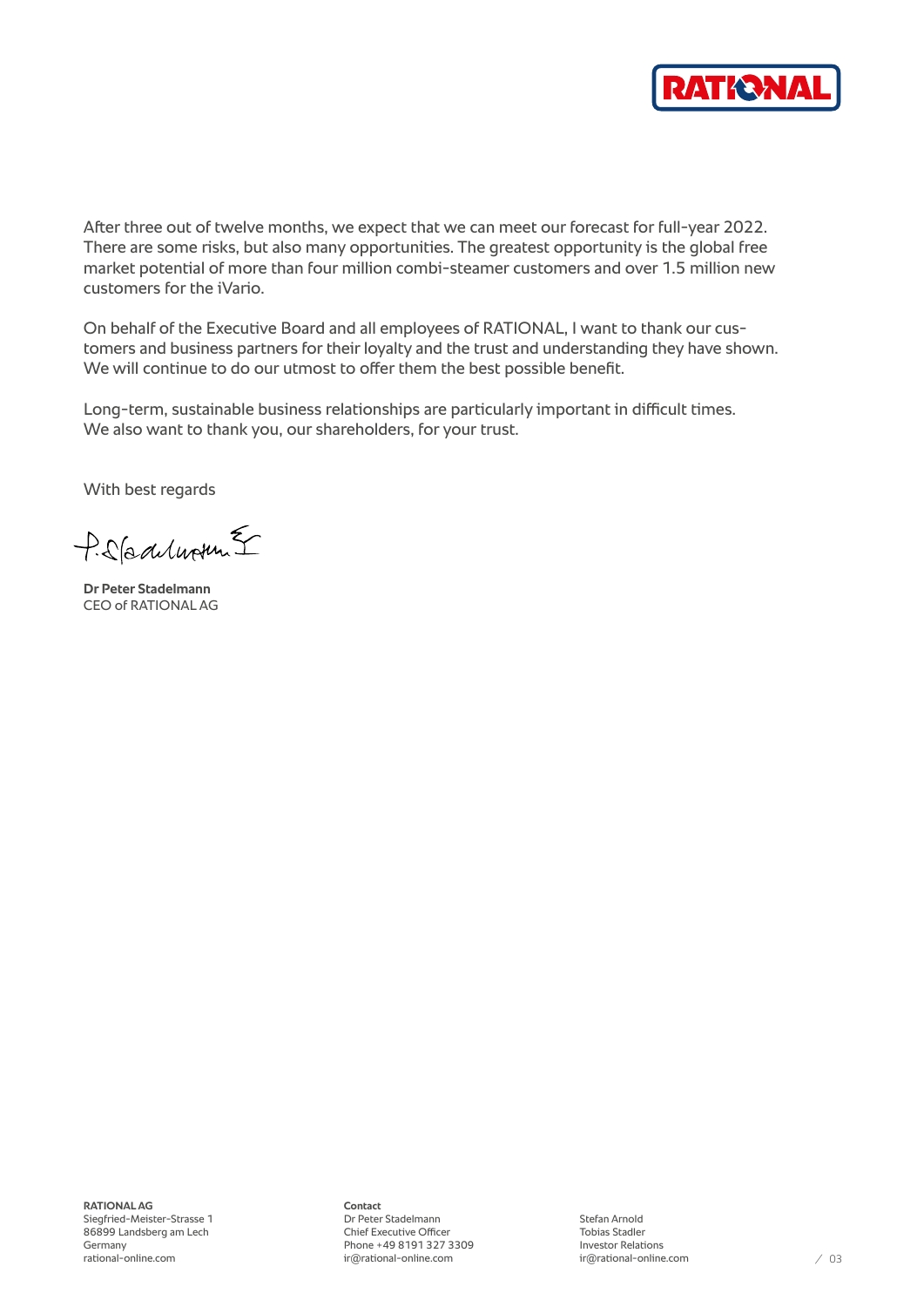After three out of twelve months, we expect that we can meet our forecast for full-year 2022. There are some risks, but also many opportunities. The greatest opportunity is the global free market potential of more than four million combi-steamer customers and over 1.5 million new customers for the iVario.

On behalf of the Executive Board and all employees of RATIONAL, I want to thank our customers and business partners for their loyalty and the trust and understanding they have shown. We will continue to do our utmost to offer them the best possible benefit.

Long-term, sustainable business relationships are particularly important in difficult times. We also want to thank you, our shareholders, for your trust.

With best regards

**Dr Peter Stadelmann**
CEO of RATIONAL AG

**RATIONAL AG**
Siegfried-Meister-Strasse 1
86899 Landsberg am Lech
Germany
rational-online.com

**Contact**
Dr Peter Stadelmann
Chief Executive Officer
Phone +49 8191 327 3309
ir@rational-online.com

Stefan Arnold
Tobias Stadler
Investor Relations
ir@rational-online.com